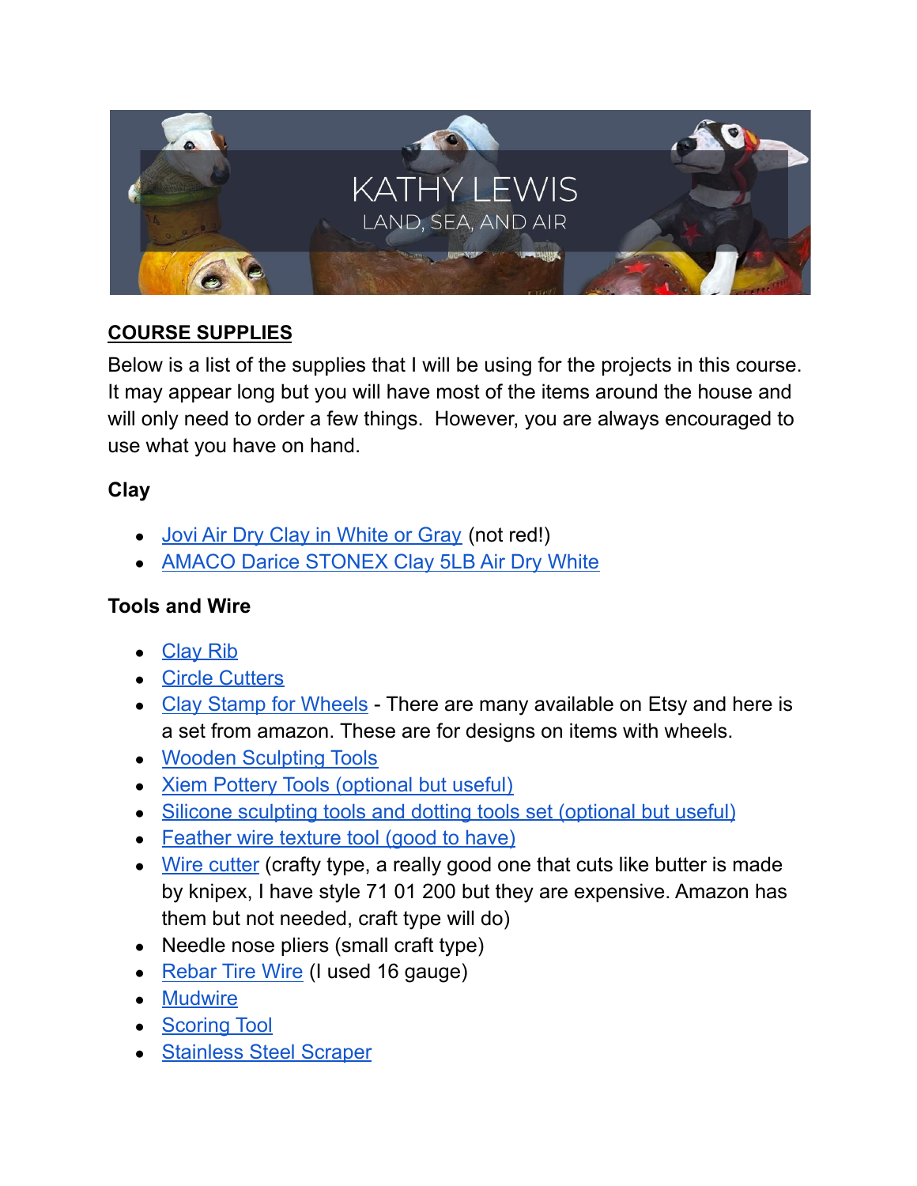KATHY LEWIS

LAND, SEA, AND AIR

**COURSE SUPPLIES**

Below is a list of the supplies that I will be using for the projects in this course. It may appear long but you will have most of the items around the house and will only need to order a few things. However, you are always encouraged to use what you have on hand.

### Clay

- Jovi Air Dry Clay in White or Gray (not red!)
- AMACO Darice STONEX Clay 5LB Air Dry White

### Tools and Wire

- Clay Rib
- Circle Cutters
- Clay Stamp for Wheels - There are many available on Etsy and here is a set from amazon. These are for designs on items with wheels.
- Wooden Sculpting Tools
- Xiem Pottery Tools (optional but useful)
- Silicone sculpting tools and dotting tools set (optional but useful)
- Feather wire texture tool (good to have)
- Wire cutter (crafty type, a really good one that cuts like butter is made by knipex, I have style 71 01 200 but they are expensive. Amazon has them but not needed, craft type will do)
- Needle nose pliers (small craft type)
- Rebar Tire Wire (I used 16 gauge)
- Mudwire
- Scoring Tool
- Stainless Steel Scraper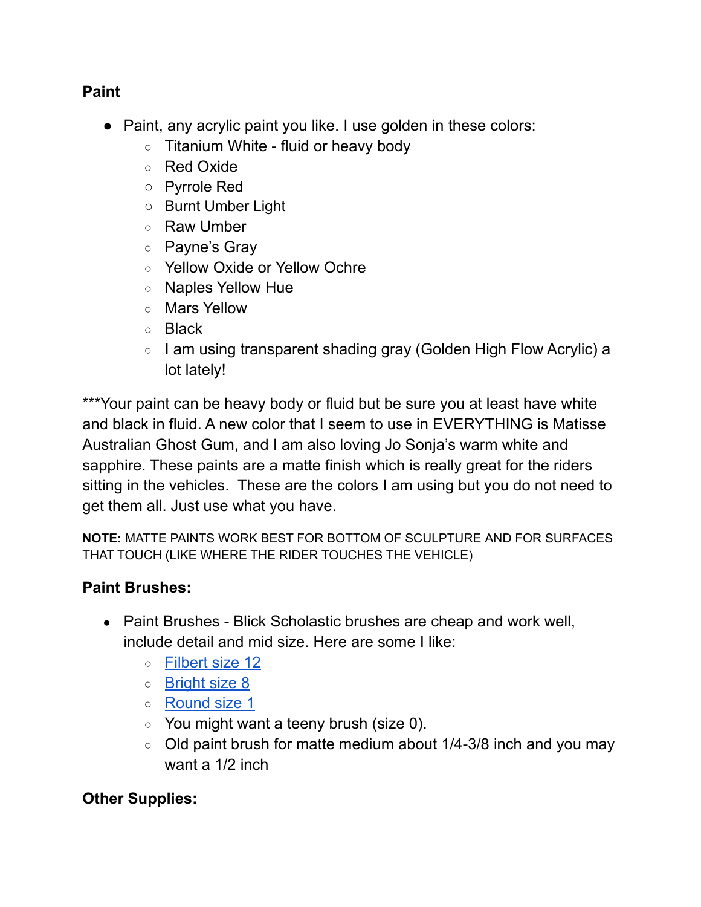**Paint**

- Paint, any acrylic paint you like. I use golden in these colors:
  - Titanium White - fluid or heavy body
  - Red Oxide
  - Pyrrole Red
  - Burnt Umber Light
  - Raw Umber
  - Payne's Gray
  - Yellow Oxide or Yellow Ochre
  - Naples Yellow Hue
  - Mars Yellow
  - Black
  - I am using transparent shading gray (Golden High Flow Acrylic) a lot lately!

***Your paint can be heavy body or fluid but be sure you at least have white and black in fluid. A new color that I seem to use in EVERYTHING is Matisse Australian Ghost Gum, and I am also loving Jo Sonja's warm white and sapphire. These paints are a matte finish which is really great for the riders sitting in the vehicles. These are the colors I am using but you do not need to get them all. Just use what you have.

**NOTE:** MATTE PAINTS WORK BEST FOR BOTTOM OF SCULPTURE AND FOR SURFACES THAT TOUCH (LIKE WHERE THE RIDER TOUCHES THE VEHICLE)

**Paint Brushes:**

- Paint Brushes - Blick Scholastic brushes are cheap and work well, include detail and mid size. Here are some I like:
  - Filbert size 12
  - Bright size 8
  - Round size 1
  - You might want a teeny brush (size 0).
  - Old paint brush for matte medium about 1/4-3/8 inch and you may want a 1/2 inch

**Other Supplies:**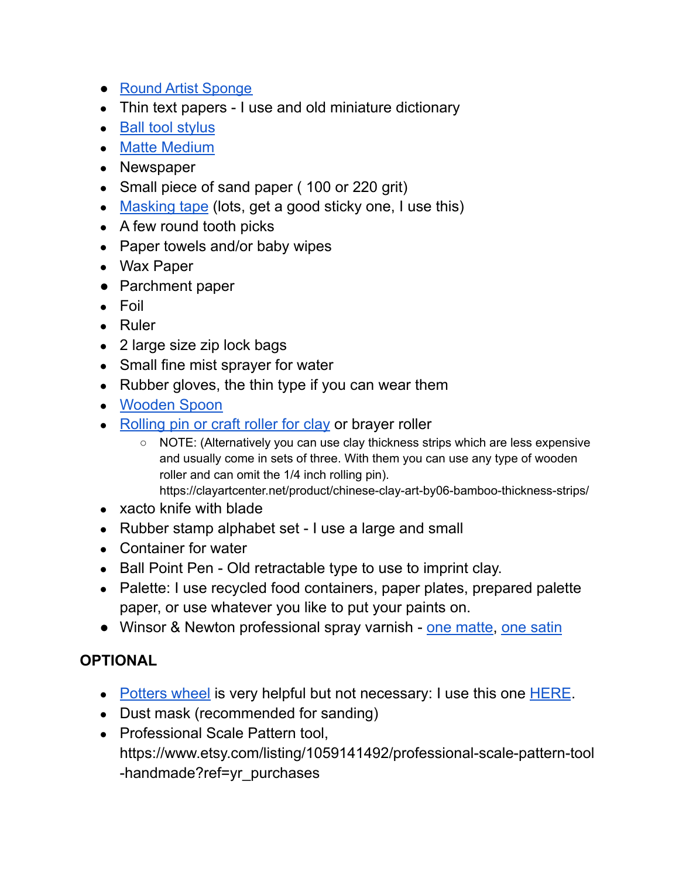- Round Artist Sponge
- Thin text papers - I use and old miniature dictionary
- Ball tool stylus
- Matte Medium
- Newspaper
- Small piece of sand paper ( 100 or 220 grit)
- Masking tape (lots, get a good sticky one, I use this)
- A few round tooth picks
- Paper towels and/or baby wipes
- Wax Paper
- Parchment paper
- Foil
- Ruler
- 2 large size zip lock bags
- Small fine mist sprayer for water
- Rubber gloves, the thin type if you can wear them
- Wooden Spoon
- Rolling pin or craft roller for clay or brayer roller
  - NOTE: (Alternatively you can use clay thickness strips which are less expensive and usually come in sets of three. With them you can use any type of wooden roller and can omit the 1/4 inch rolling pin). https://clayartcenter.net/product/chinese-clay-art-by06-bamboo-thickness-strips/
- xacto knife with blade
- Rubber stamp alphabet set - I use a large and small
- Container for water
- Ball Point Pen - Old retractable type to use to imprint clay.
- Palette: I use recycled food containers, paper plates, prepared palette paper, or use whatever you like to put your paints on.
- Winsor & Newton professional spray varnish - one matte, one satin

**OPTIONAL**

- Potters wheel is very helpful but not necessary: I use this one HERE.
- Dust mask (recommended for sanding)
- Professional Scale Pattern tool, https://www.etsy.com/listing/1059141492/professional-scale-pattern-tool-handmade?ref=yr_purchases